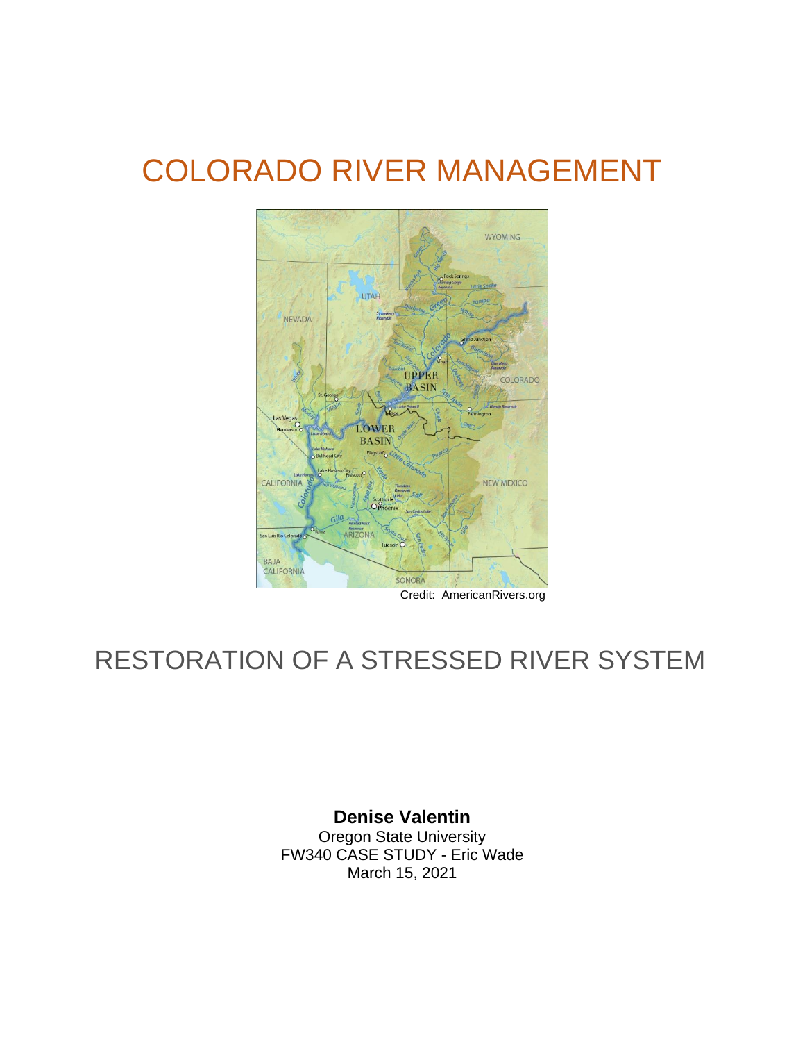# COLORADO RIVER MANAGEMENT

Credit: AmericanRivers.org

## RESTORATION OF A STRESSED RIVER SYSTEM

**Denise Valentin**

Oregon State University

FW340 CASE STUDY - Eric Wade

March 15, 2021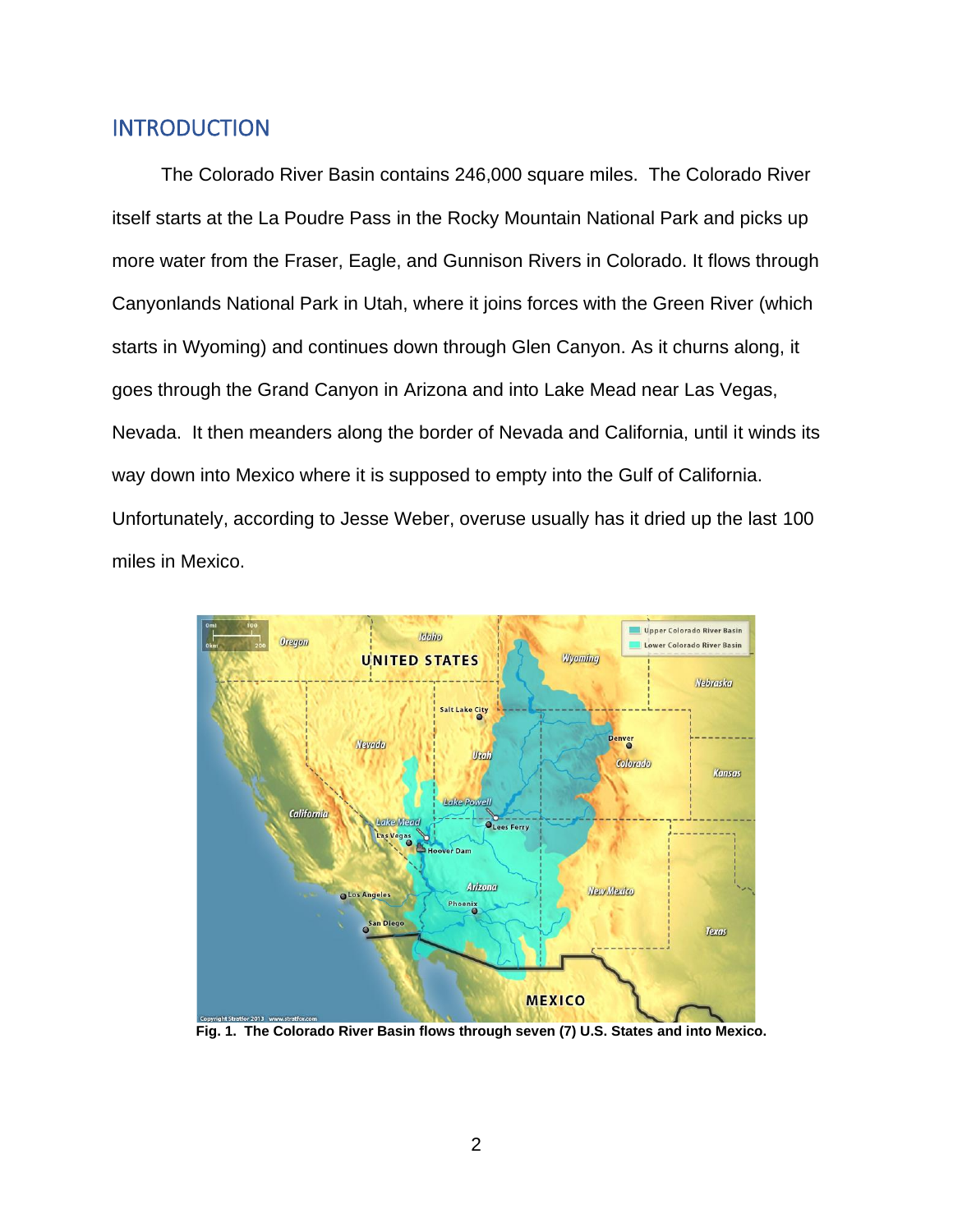## INTRODUCTION

The Colorado River Basin contains 246,000 square miles. The Colorado River itself starts at the La Poudre Pass in the Rocky Mountain National Park and picks up more water from the Fraser, Eagle, and Gunnison Rivers in Colorado. It flows through Canyonlands National Park in Utah, where it joins forces with the Green River (which starts in Wyoming) and continues down through Glen Canyon. As it churns along, it goes through the Grand Canyon in Arizona and into Lake Mead near Las Vegas, Nevada. It then meanders along the border of Nevada and California, until it winds its way down into Mexico where it is supposed to empty into the Gulf of California. Unfortunately, according to Jesse Weber, overuse usually has it dried up the last 100 miles in Mexico.

**Fig. 1. The Colorado River Basin flows through seven (7) U.S. States and into Mexico.**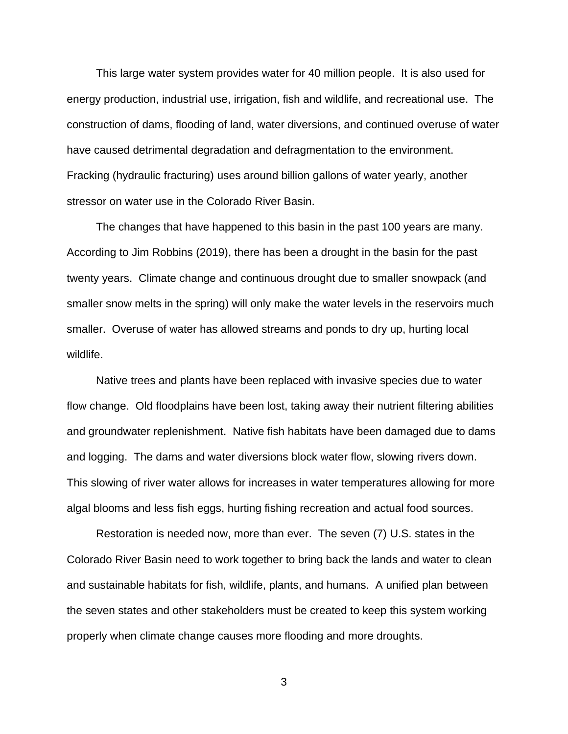This large water system provides water for 40 million people. It is also used for energy production, industrial use, irrigation, fish and wildlife, and recreational use. The construction of dams, flooding of land, water diversions, and continued overuse of water have caused detrimental degradation and defragmentation to the environment. Fracking (hydraulic fracturing) uses around billion gallons of water yearly, another stressor on water use in the Colorado River Basin.

The changes that have happened to this basin in the past 100 years are many. According to Jim Robbins (2019), there has been a drought in the basin for the past twenty years. Climate change and continuous drought due to smaller snowpack (and smaller snow melts in the spring) will only make the water levels in the reservoirs much smaller. Overuse of water has allowed streams and ponds to dry up, hurting local wildlife.

Native trees and plants have been replaced with invasive species due to water flow change. Old floodplains have been lost, taking away their nutrient filtering abilities and groundwater replenishment. Native fish habitats have been damaged due to dams and logging. The dams and water diversions block water flow, slowing rivers down. This slowing of river water allows for increases in water temperatures allowing for more algal blooms and less fish eggs, hurting fishing recreation and actual food sources.

Restoration is needed now, more than ever. The seven (7) U.S. states in the Colorado River Basin need to work together to bring back the lands and water to clean and sustainable habitats for fish, wildlife, plants, and humans. A unified plan between the seven states and other stakeholders must be created to keep this system working properly when climate change causes more flooding and more droughts.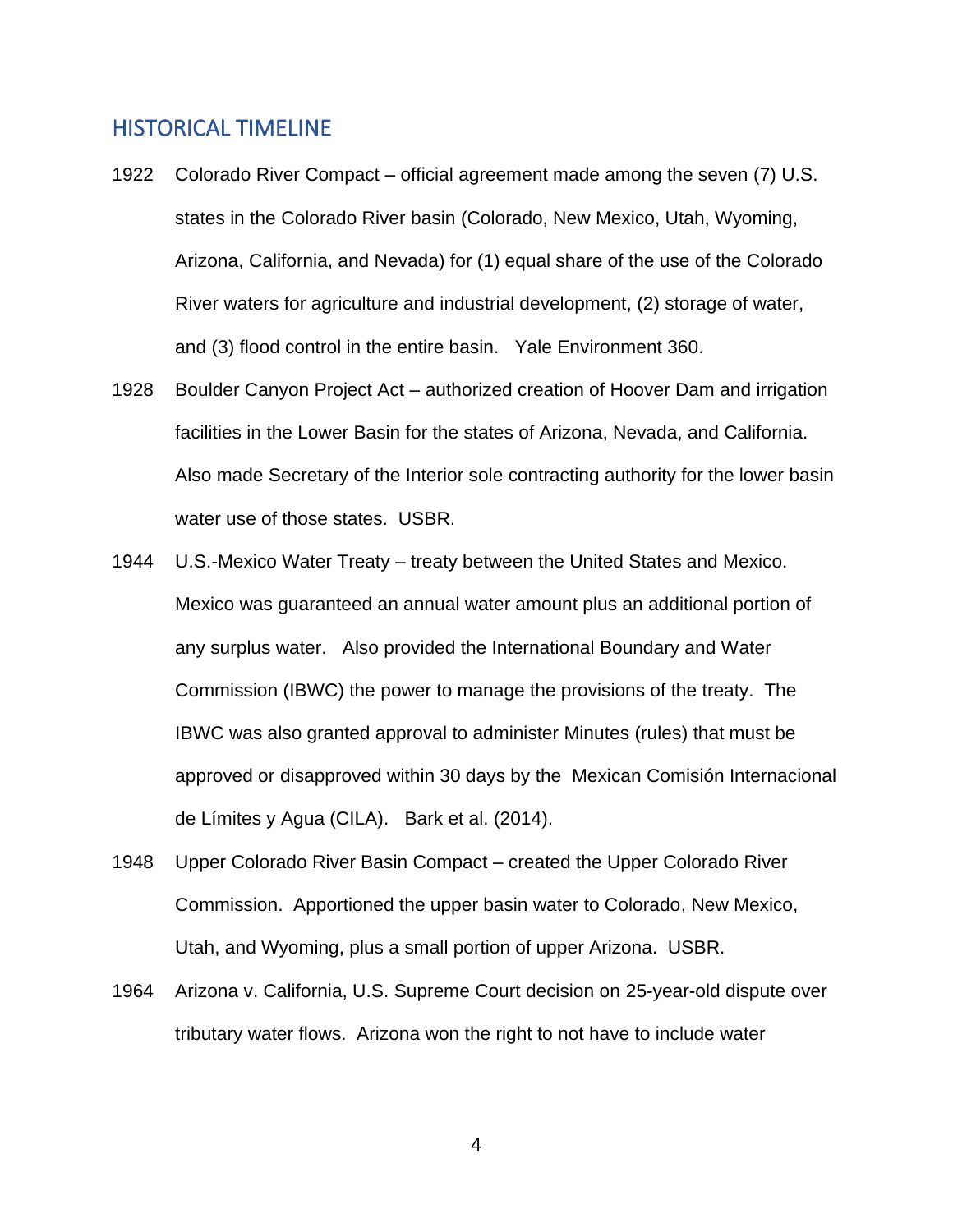## HISTORICAL TIMELINE

1922 Colorado River Compact – official agreement made among the seven (7) U.S. states in the Colorado River basin (Colorado, New Mexico, Utah, Wyoming, Arizona, California, and Nevada) for (1) equal share of the use of the Colorado River waters for agriculture and industrial development, (2) storage of water, and (3) flood control in the entire basin. Yale Environment 360.

1928 Boulder Canyon Project Act – authorized creation of Hoover Dam and irrigation facilities in the Lower Basin for the states of Arizona, Nevada, and California. Also made Secretary of the Interior sole contracting authority for the lower basin water use of those states. USBR.

1944 U.S.-Mexico Water Treaty – treaty between the United States and Mexico. Mexico was guaranteed an annual water amount plus an additional portion of any surplus water. Also provided the International Boundary and Water Commission (IBWC) the power to manage the provisions of the treaty. The IBWC was also granted approval to administer Minutes (rules) that must be approved or disapproved within 30 days by the Mexican Comisión Internacional de Límites y Agua (CILA). Bark et al. (2014).

1948 Upper Colorado River Basin Compact – created the Upper Colorado River Commission. Apportioned the upper basin water to Colorado, New Mexico, Utah, and Wyoming, plus a small portion of upper Arizona. USBR.

1964 Arizona v. California, U.S. Supreme Court decision on 25-year-old dispute over tributary water flows. Arizona won the right to not have to include water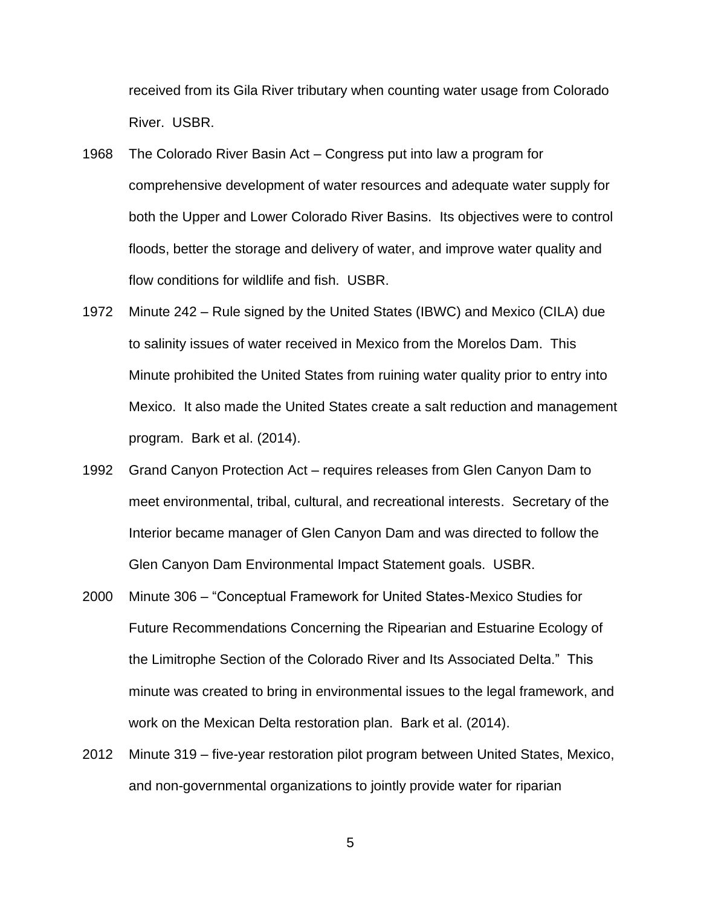received from its Gila River tributary when counting water usage from Colorado River. USBR.

1968 The Colorado River Basin Act – Congress put into law a program for comprehensive development of water resources and adequate water supply for both the Upper and Lower Colorado River Basins. Its objectives were to control floods, better the storage and delivery of water, and improve water quality and flow conditions for wildlife and fish. USBR.

1972 Minute 242 – Rule signed by the United States (IBWC) and Mexico (CILA) due to salinity issues of water received in Mexico from the Morelos Dam. This Minute prohibited the United States from ruining water quality prior to entry into Mexico. It also made the United States create a salt reduction and management program. Bark et al. (2014).

1992 Grand Canyon Protection Act – requires releases from Glen Canyon Dam to meet environmental, tribal, cultural, and recreational interests. Secretary of the Interior became manager of Glen Canyon Dam and was directed to follow the Glen Canyon Dam Environmental Impact Statement goals. USBR.

2000 Minute 306 – "Conceptual Framework for United States-Mexico Studies for Future Recommendations Concerning the Ripearian and Estuarine Ecology of the Limitrophe Section of the Colorado River and Its Associated Delta." This minute was created to bring in environmental issues to the legal framework, and work on the Mexican Delta restoration plan. Bark et al. (2014).

2012 Minute 319 – five-year restoration pilot program between United States, Mexico, and non-governmental organizations to jointly provide water for riparian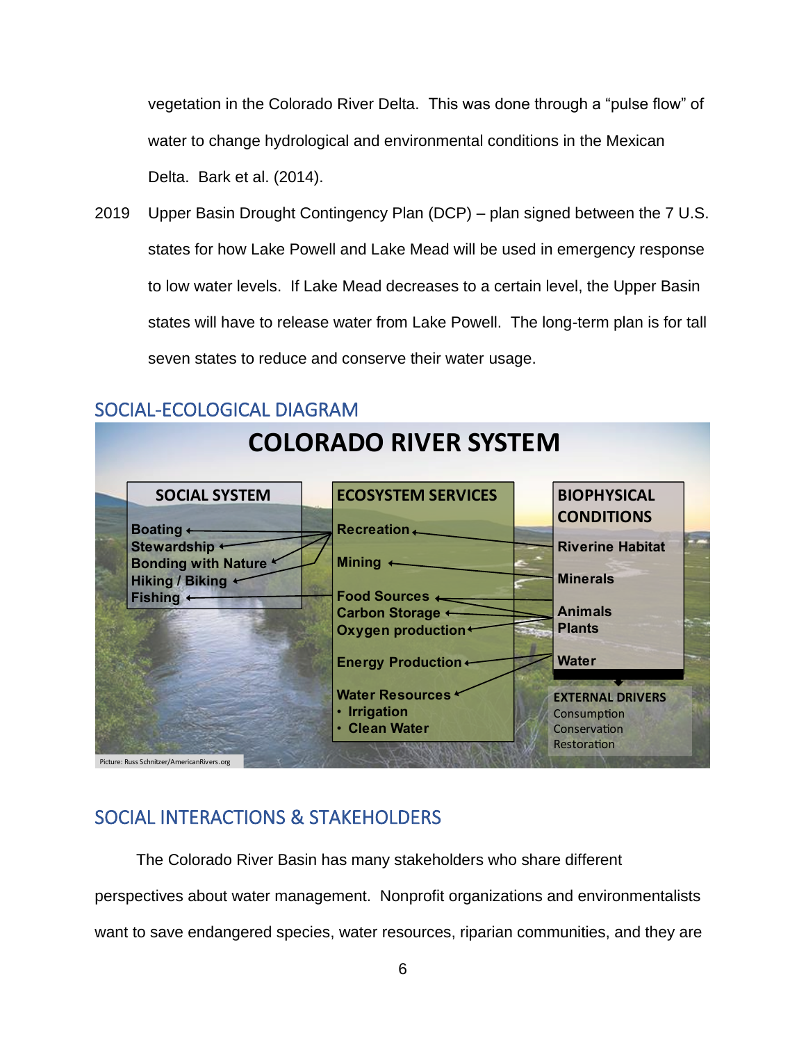vegetation in the Colorado River Delta. This was done through a "pulse flow" of water to change hydrological and environmental conditions in the Mexican Delta. Bark et al. (2014).

2019 Upper Basin Drought Contingency Plan (DCP) – plan signed between the 7 U.S. states for how Lake Powell and Lake Mead will be used in emergency response to low water levels. If Lake Mead decreases to a certain level, the Upper Basin states will have to release water from Lake Powell. The long-term plan is for tall seven states to reduce and conserve their water usage.

## SOCIAL-ECOLOGICAL DIAGRAM

**COLORADO RIVER SYSTEM**

| SOCIAL SYSTEM | ECOSYSTEM SERVICES | BIOPHYSICAL CONDITIONS |
|---|---|---|
| Boating | Recreation | Riverine Habitat |
| Stewardship | Mining | Minerals |
| Bonding with Nature | Food Sources | Animals |
| Hiking / Biking | Carbon Storage | Plants |
| Fishing | Oxygen production | Water |
| | Energy Production | |
| | Water Resources<br>• Irrigation<br>• Clean Water | |

**EXTERNAL DRIVERS**
Consumption
Conservation
Restoration

Picture: Russ Schnitzer/AmericanRivers.org

## SOCIAL INTERACTIONS & STAKEHOLDERS

The Colorado River Basin has many stakeholders who share different perspectives about water management. Nonprofit organizations and environmentalists want to save endangered species, water resources, riparian communities, and they are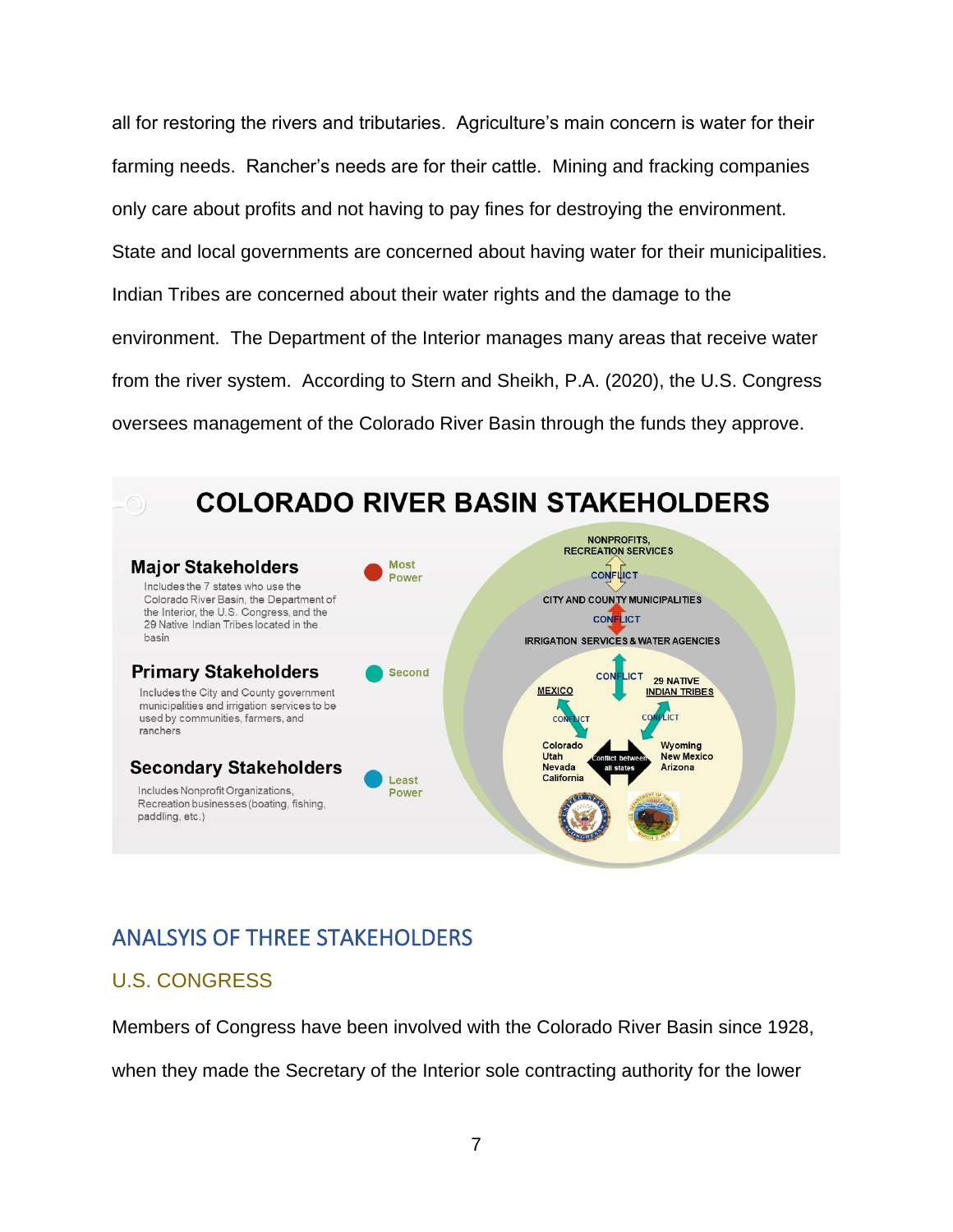all for restoring the rivers and tributaries. Agriculture's main concern is water for their farming needs. Rancher's needs are for their cattle. Mining and fracking companies only care about profits and not having to pay fines for destroying the environment. State and local governments are concerned about having water for their municipalities. Indian Tribes are concerned about their water rights and the damage to the environment. The Department of the Interior manages many areas that receive water from the river system. According to Stern and Sheikh, P.A. (2020), the U.S. Congress oversees management of the Colorado River Basin through the funds they approve.

**COLORADO RIVER BASIN STAKEHOLDERS**

**Major Stakeholders** — Most Power
Includes the 7 states who use the Colorado River Basin, the Department of the Interior, the U.S. Congress, and the 29 Native Indian Tribes located in the basin

**Primary Stakeholders** — Second
Includes the City and County government municipalities and irrigation services to be used by communities, farmers, and ranchers

**Secondary Stakeholders** — Least Power
Includes Nonprofit Organizations, Recreation businesses (boating, fishing, paddling, etc.)

NONPROFITS, RECREATION SERVICES
CONFLICT
CITY AND COUNTY MUNICIPALITIES
CONFLICT
IRRIGATION SERVICES & WATER AGENCIES
CONFLICT
MEXICO — 29 NATIVE INDIAN TRIBES
CONFLICT — CONFLICT
Colorado, Utah, Nevada, California — Conflict between all states — Wyoming, New Mexico, Arizona

## ANALSYIS OF THREE STAKEHOLDERS

### U.S. CONGRESS

Members of Congress have been involved with the Colorado River Basin since 1928, when they made the Secretary of the Interior sole contracting authority for the lower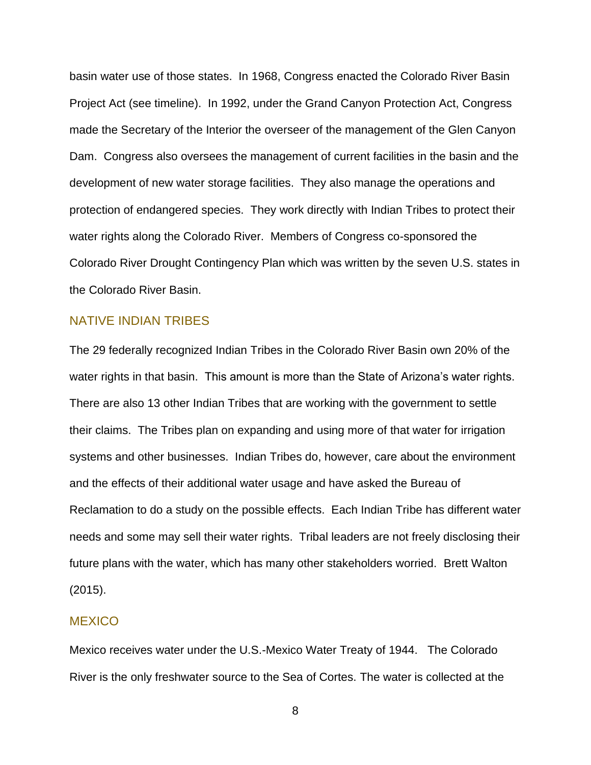basin water use of those states. In 1968, Congress enacted the Colorado River Basin Project Act (see timeline). In 1992, under the Grand Canyon Protection Act, Congress made the Secretary of the Interior the overseer of the management of the Glen Canyon Dam. Congress also oversees the management of current facilities in the basin and the development of new water storage facilities. They also manage the operations and protection of endangered species. They work directly with Indian Tribes to protect their water rights along the Colorado River. Members of Congress co-sponsored the Colorado River Drought Contingency Plan which was written by the seven U.S. states in the Colorado River Basin.

## NATIVE INDIAN TRIBES

The 29 federally recognized Indian Tribes in the Colorado River Basin own 20% of the water rights in that basin. This amount is more than the State of Arizona's water rights. There are also 13 other Indian Tribes that are working with the government to settle their claims. The Tribes plan on expanding and using more of that water for irrigation systems and other businesses. Indian Tribes do, however, care about the environment and the effects of their additional water usage and have asked the Bureau of Reclamation to do a study on the possible effects. Each Indian Tribe has different water needs and some may sell their water rights. Tribal leaders are not freely disclosing their future plans with the water, which has many other stakeholders worried. Brett Walton (2015).

## MEXICO

Mexico receives water under the U.S.-Mexico Water Treaty of 1944. The Colorado River is the only freshwater source to the Sea of Cortes. The water is collected at the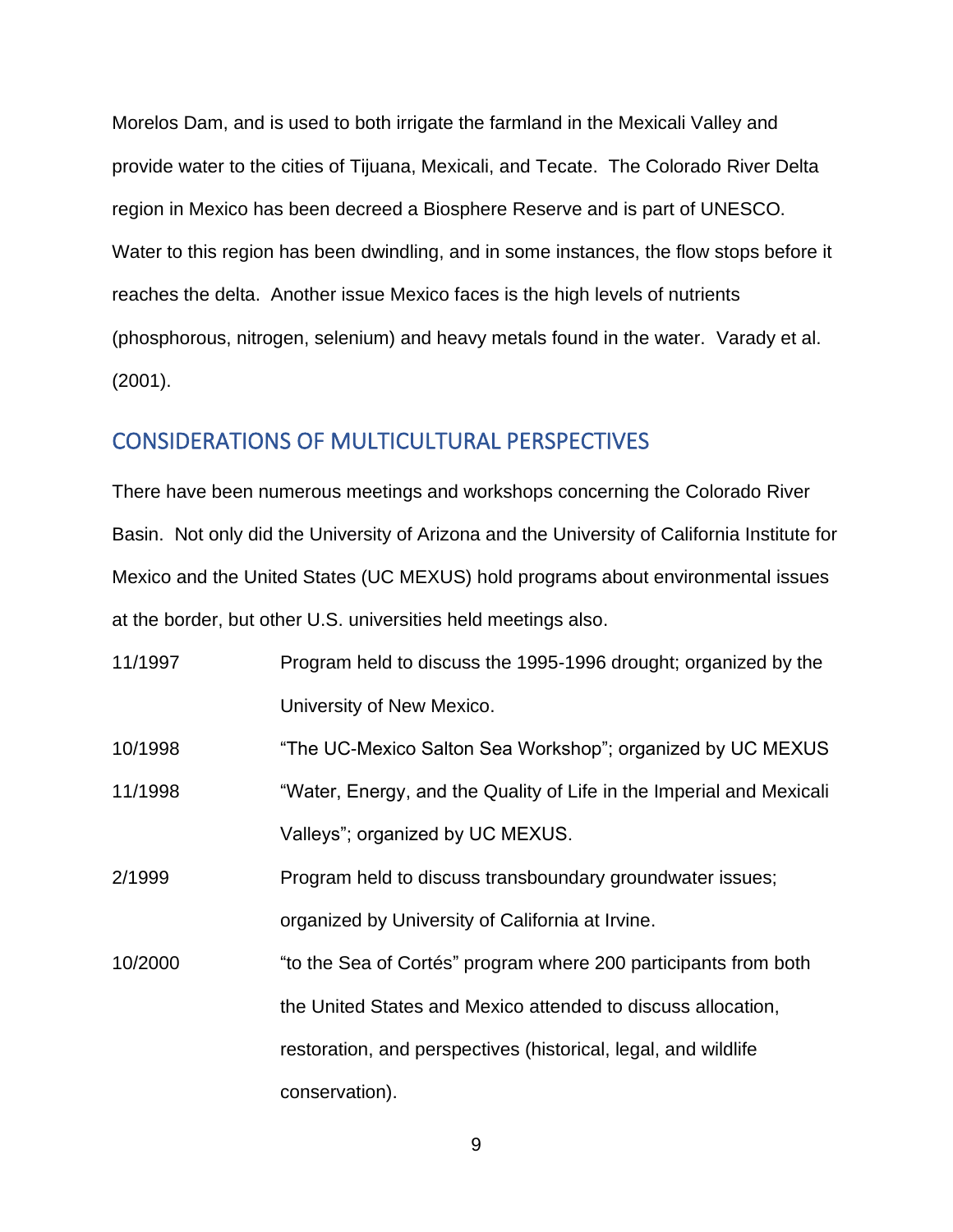Morelos Dam, and is used to both irrigate the farmland in the Mexicali Valley and provide water to the cities of Tijuana, Mexicali, and Tecate. The Colorado River Delta region in Mexico has been decreed a Biosphere Reserve and is part of UNESCO. Water to this region has been dwindling, and in some instances, the flow stops before it reaches the delta. Another issue Mexico faces is the high levels of nutrients (phosphorous, nitrogen, selenium) and heavy metals found in the water. Varady et al. (2001).

## CONSIDERATIONS OF MULTICULTURAL PERSPECTIVES

There have been numerous meetings and workshops concerning the Colorado River Basin. Not only did the University of Arizona and the University of California Institute for Mexico and the United States (UC MEXUS) hold programs about environmental issues at the border, but other U.S. universities held meetings also.

| | |
|---|---|
| 11/1997 | Program held to discuss the 1995-1996 drought; organized by the University of New Mexico. |
| 10/1998 | "The UC-Mexico Salton Sea Workshop"; organized by UC MEXUS |
| 11/1998 | "Water, Energy, and the Quality of Life in the Imperial and Mexicali Valleys"; organized by UC MEXUS. |
| 2/1999 | Program held to discuss transboundary groundwater issues; organized by University of California at Irvine. |
| 10/2000 | "to the Sea of Cortés" program where 200 participants from both the United States and Mexico attended to discuss allocation, restoration, and perspectives (historical, legal, and wildlife conservation). |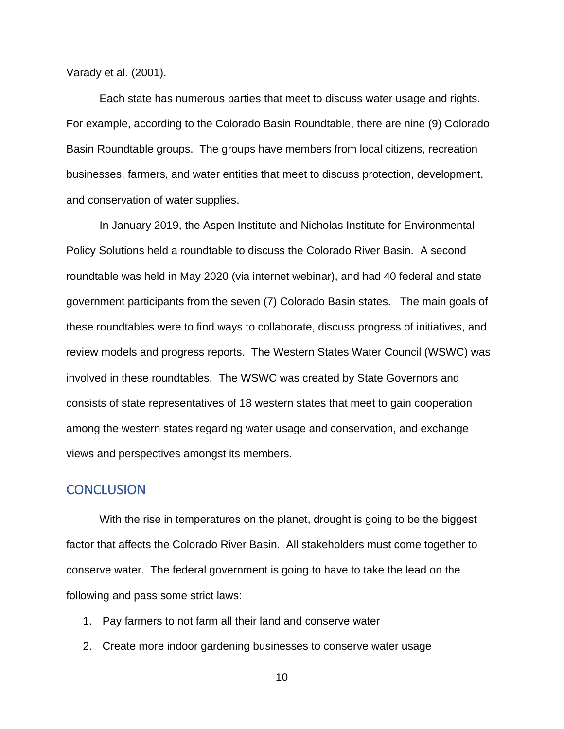Varady et al. (2001).

Each state has numerous parties that meet to discuss water usage and rights. For example, according to the Colorado Basin Roundtable, there are nine (9) Colorado Basin Roundtable groups. The groups have members from local citizens, recreation businesses, farmers, and water entities that meet to discuss protection, development, and conservation of water supplies.

In January 2019, the Aspen Institute and Nicholas Institute for Environmental Policy Solutions held a roundtable to discuss the Colorado River Basin. A second roundtable was held in May 2020 (via internet webinar), and had 40 federal and state government participants from the seven (7) Colorado Basin states. The main goals of these roundtables were to find ways to collaborate, discuss progress of initiatives, and review models and progress reports. The Western States Water Council (WSWC) was involved in these roundtables. The WSWC was created by State Governors and consists of state representatives of 18 western states that meet to gain cooperation among the western states regarding water usage and conservation, and exchange views and perspectives amongst its members.

## CONCLUSION

With the rise in temperatures on the planet, drought is going to be the biggest factor that affects the Colorado River Basin. All stakeholders must come together to conserve water. The federal government is going to have to take the lead on the following and pass some strict laws:

1. Pay farmers to not farm all their land and conserve water
2. Create more indoor gardening businesses to conserve water usage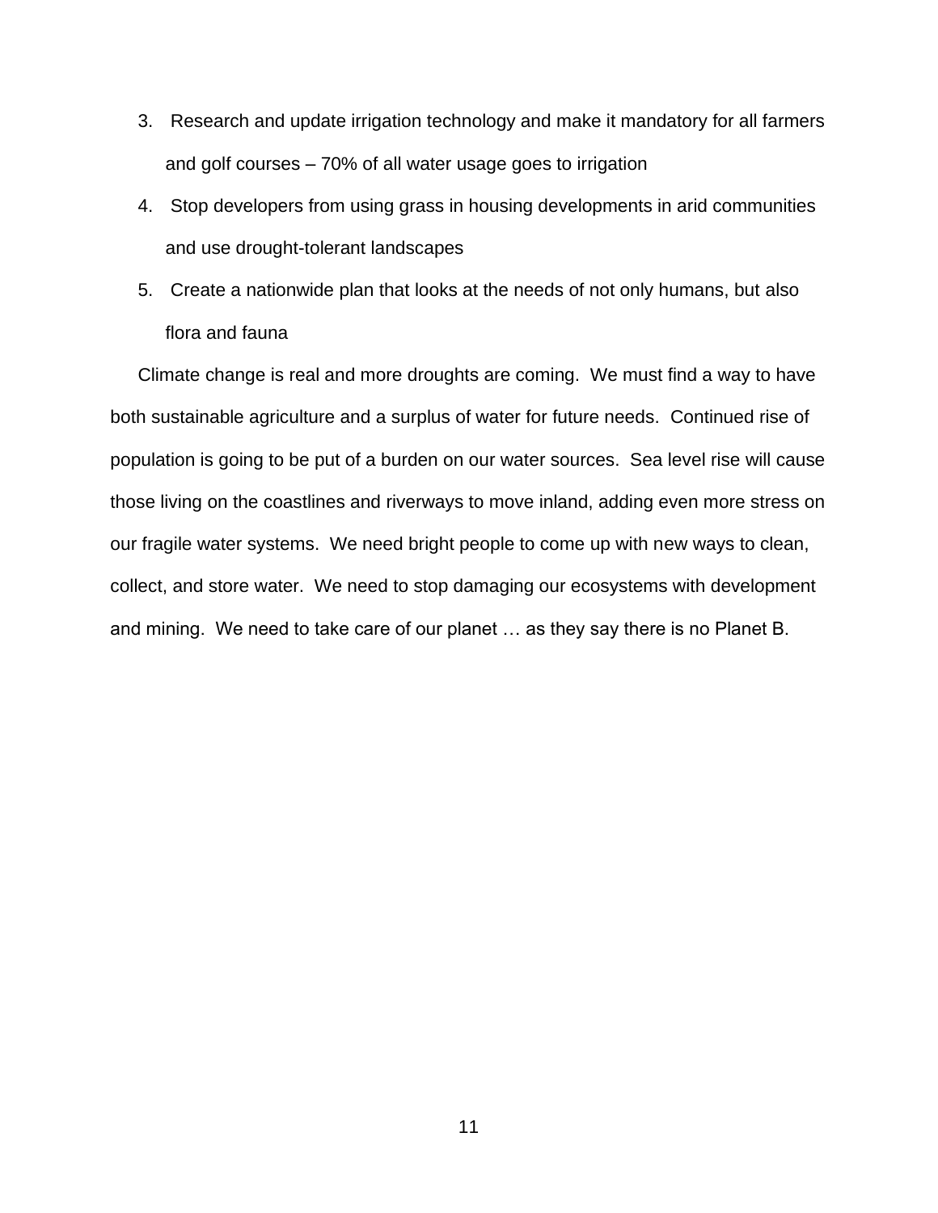3. Research and update irrigation technology and make it mandatory for all farmers and golf courses – 70% of all water usage goes to irrigation
4. Stop developers from using grass in housing developments in arid communities and use drought-tolerant landscapes
5. Create a nationwide plan that looks at the needs of not only humans, but also flora and fauna

Climate change is real and more droughts are coming. We must find a way to have both sustainable agriculture and a surplus of water for future needs. Continued rise of population is going to be put of a burden on our water sources. Sea level rise will cause those living on the coastlines and riverways to move inland, adding even more stress on our fragile water systems. We need bright people to come up with new ways to clean, collect, and store water. We need to stop damaging our ecosystems with development and mining. We need to take care of our planet … as they say there is no Planet B.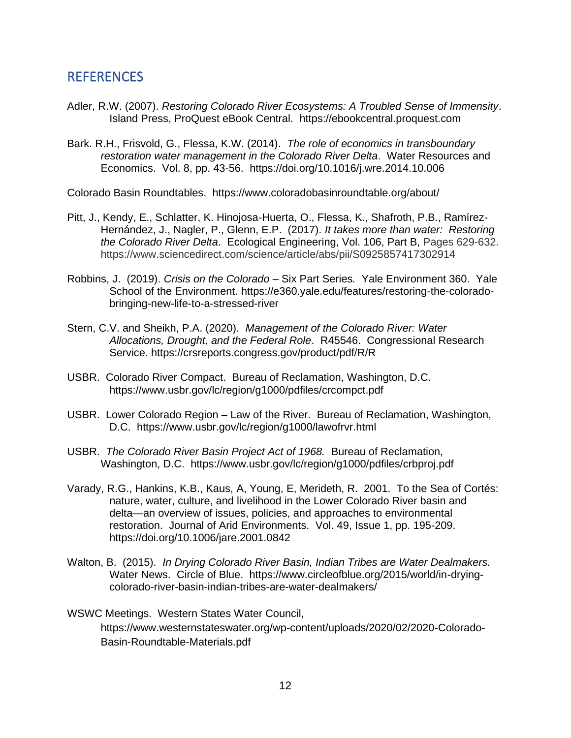## REFERENCES

Adler, R.W. (2007). *Restoring Colorado River Ecosystems: A Troubled Sense of Immensity*. Island Press, ProQuest eBook Central. https://ebookcentral.proquest.com

Bark. R.H., Frisvold, G., Flessa, K.W. (2014). *The role of economics in transboundary restoration water management in the Colorado River Delta*. Water Resources and Economics. Vol. 8, pp. 43-56. https://doi.org/10.1016/j.wre.2014.10.006

Colorado Basin Roundtables. https://www.coloradobasinroundtable.org/about/

Pitt, J., Kendy, E., Schlatter, K. Hinojosa-Huerta, O., Flessa, K., Shafroth, P.B., Ramírez-Hernández, J., Nagler, P., Glenn, E.P. (2017). *It takes more than water: Restoring the Colorado River Delta*. Ecological Engineering, Vol. 106, Part B, Pages 629-632. https://www.sciencedirect.com/science/article/abs/pii/S0925857417302914

Robbins, J. (2019). *Crisis on the Colorado* – Six Part Series*.* Yale Environment 360. Yale School of the Environment. https://e360.yale.edu/features/restoring-the-colorado-bringing-new-life-to-a-stressed-river

Stern, C.V. and Sheikh, P.A. (2020). *Management of the Colorado River: Water Allocations, Drought, and the Federal Role*. R45546. Congressional Research Service. https://crsreports.congress.gov/product/pdf/R/R

USBR. Colorado River Compact. Bureau of Reclamation, Washington, D.C. https://www.usbr.gov/lc/region/g1000/pdfiles/crcompct.pdf

USBR. Lower Colorado Region – Law of the River. Bureau of Reclamation, Washington, D.C. https://www.usbr.gov/lc/region/g1000/lawofrvr.html

USBR. *The Colorado River Basin Project Act of 1968.* Bureau of Reclamation, Washington, D.C. https://www.usbr.gov/lc/region/g1000/pdfiles/crbproj.pdf

Varady, R.G., Hankins, K.B., Kaus, A, Young, E, Merideth, R. 2001. To the Sea of Cortés: nature, water, culture, and livelihood in the Lower Colorado River basin and delta—an overview of issues, policies, and approaches to environmental restoration. Journal of Arid Environments. Vol. 49, Issue 1, pp. 195-209. https://doi.org/10.1006/jare.2001.0842

Walton, B. (2015). *In Drying Colorado River Basin, Indian Tribes are Water Dealmakers.* Water News. Circle of Blue. https://www.circleofblue.org/2015/world/in-drying-colorado-river-basin-indian-tribes-are-water-dealmakers/

WSWC Meetings. Western States Water Council, https://www.westernstateswater.org/wp-content/uploads/2020/02/2020-Colorado-Basin-Roundtable-Materials.pdf